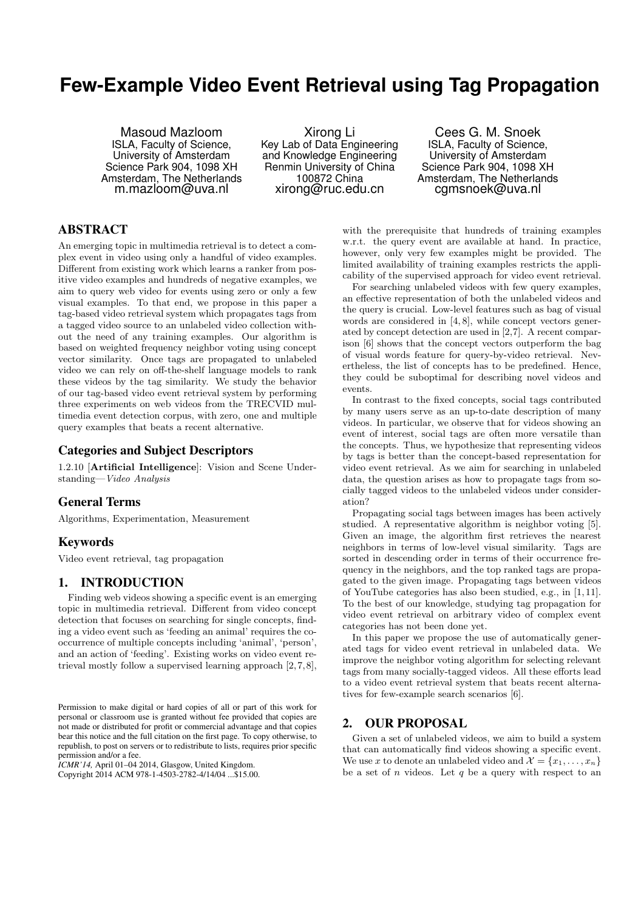# Few-Example Video Event Retrieval using Tag Propagation

Masoud Mazloom
ISLA, Faculty of Science,
University of Amsterdam
Science Park 904, 1098 XH
Amsterdam, The Netherlands
m.mazloom@uva.nl

Xirong Li
Key Lab of Data Engineering
and Knowledge Engineering
Renmin University of China
100872 China
xirong@ruc.edu.cn

Cees G. M. Snoek
ISLA, Faculty of Science,
University of Amsterdam
Science Park 904, 1098 XH
Amsterdam, The Netherlands
cgmsnoek@uva.nl

## ABSTRACT

An emerging topic in multimedia retrieval is to detect a complex event in video using only a handful of video examples. Different from existing work which learns a ranker from positive video examples and hundreds of negative examples, we aim to query web video for events using zero or only a few visual examples. To that end, we propose in this paper a tag-based video retrieval system which propagates tags from a tagged video source to an unlabeled video collection without the need of any training examples. Our algorithm is based on weighted frequency neighbor voting using concept vector similarity. Once tags are propagated to unlabeled video we can rely on off-the-shelf language models to rank these videos by the tag similarity. We study the behavior of our tag-based video event retrieval system by performing three experiments on web videos from the TRECVID multimedia event detection corpus, with zero, one and multiple query examples that beats a recent alternative.

## Categories and Subject Descriptors

I.2.10 [**Artificial Intelligence**]: Vision and Scene Understanding—*Video Analysis*

## General Terms

Algorithms, Experimentation, Measurement

## Keywords

Video event retrieval, tag propagation

## 1. INTRODUCTION

Finding web videos showing a specific event is an emerging topic in multimedia retrieval. Different from video concept detection that focuses on searching for single concepts, finding a video event such as 'feeding an animal' requires the cooccurrence of multiple concepts including 'animal', 'person', and an action of 'feeding'. Existing works on video event retrieval mostly follow a supervised learning approach [2,7,8], with the prerequisite that hundreds of training examples w.r.t. the query event are available at hand. In practice, however, only very few examples might be provided. The limited availability of training examples restricts the applicability of the supervised approach for video event retrieval.

For searching unlabeled videos with few query examples, an effective representation of both the unlabeled videos and the query is crucial. Low-level features such as bag of visual words are considered in [4,8], while concept vectors generated by concept detection are used in [2,7]. A recent comparison [6] shows that the concept vectors outperform the bag of visual words feature for query-by-video retrieval. Nevertheless, the list of concepts has to be predefined. Hence, they could be suboptimal for describing novel videos and events.

In contrast to the fixed concepts, social tags contributed by many users serve as an up-to-date description of many videos. In particular, we observe that for videos showing an event of interest, social tags are often more versatile than the concepts. Thus, we hypothesize that representing videos by tags is better than the concept-based representation for video event retrieval. As we aim for searching in unlabeled data, the question arises as how to propagate tags from socially tagged videos to the unlabeled videos under consideration?

Propagating social tags between images has been actively studied. A representative algorithm is neighbor voting [5]. Given an image, the algorithm first retrieves the nearest neighbors in terms of low-level visual similarity. Tags are sorted in descending order in terms of their occurrence frequency in the neighbors, and the top ranked tags are propagated to the given image. Propagating tags between videos of YouTube categories has also been studied, e.g., in [1,11]. To the best of our knowledge, studying tag propagation for video event retrieval on arbitrary video of complex event categories has not been done yet.

In this paper we propose the use of automatically generated tags for video event retrieval in unlabeled data. We improve the neighbor voting algorithm for selecting relevant tags from many socially-tagged videos. All these efforts lead to a video event retrieval system that beats recent alternatives for few-example search scenarios [6].

## 2. OUR PROPOSAL

Given a set of unlabeled videos, we aim to build a system that can automatically find videos showing a specific event. We use $x$ to denote an unlabeled video and $\mathcal{X} = \{x_1, \ldots, x_n\}$ be a set of $n$ videos. Let $q$ be a query with respect to an

Permission to make digital or hard copies of all or part of this work for personal or classroom use is granted without fee provided that copies are not made or distributed for profit or commercial advantage and that copies bear this notice and the full citation on the first page. To copy otherwise, to republish, to post on servers or to redistribute to lists, requires prior specific permission and/or a fee.
*ICMR'14,* April 01–04 2014, Glasgow, United Kingdom.
Copyright 2014 ACM 978-1-4503-2782-4/14/04 ...$15.00.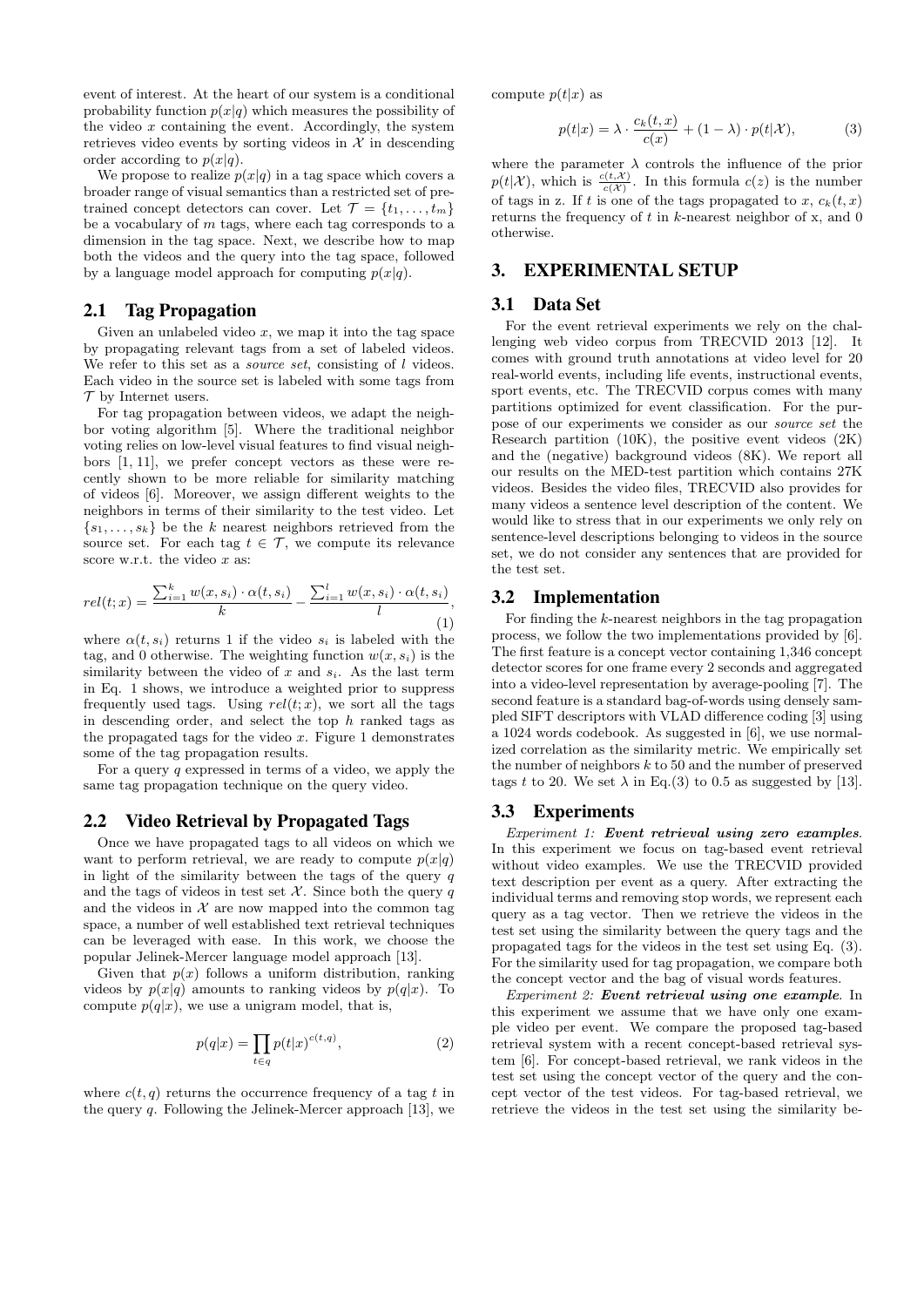event of interest. At the heart of our system is a conditional probability function $p(x|q)$ which measures the possibility of the video $x$ containing the event. Accordingly, the system retrieves video events by sorting videos in $\mathcal{X}$ in descending order according to $p(x|q)$.

We propose to realize $p(x|q)$ in a tag space which covers a broader range of visual semantics than a restricted set of pre-trained concept detectors can cover. Let $\mathcal{T} = \{t_1, \ldots, t_m\}$ be a vocabulary of $m$ tags, where each tag corresponds to a dimension in the tag space. Next, we describe how to map both the videos and the query into the tag space, followed by a language model approach for computing $p(x|q)$.

## 2.1 Tag Propagation

Given an unlabeled video $x$, we map it into the tag space by propagating relevant tags from a set of labeled videos. We refer to this set as a *source set*, consisting of $l$ videos. Each video in the source set is labeled with some tags from $\mathcal{T}$ by Internet users.

For tag propagation between videos, we adapt the neighbor voting algorithm [5]. Where the traditional neighbor voting relies on low-level visual features to find visual neighbors [1, 11], we prefer concept vectors as these were recently shown to be more reliable for similarity matching of videos [6]. Moreover, we assign different weights to the neighbors in terms of their similarity to the test video. Let $\{s_1, \ldots, s_k\}$ be the $k$ nearest neighbors retrieved from the source set. For each tag $t \in \mathcal{T}$, we compute its relevance score w.r.t. the video $x$ as:

$$rel(t;x) = \frac{\sum_{i=1}^{k} w(x, s_i) \cdot \alpha(t, s_i)}{k} - \frac{\sum_{i=1}^{l} w(x, s_i) \cdot \alpha(t, s_i)}{l}, \tag{1}$$

where $\alpha(t, s_i)$ returns 1 if the video $s_i$ is labeled with the tag, and 0 otherwise. The weighting function $w(x, s_i)$ is the similarity between the video of $x$ and $s_i$. As the last term in Eq. 1 shows, we introduce a weighted prior to suppress frequently used tags. Using $rel(t;x)$, we sort all the tags in descending order, and select the top $h$ ranked tags as the propagated tags for the video $x$. Figure 1 demonstrates some of the tag propagation results.

For a query $q$ expressed in terms of a video, we apply the same tag propagation technique on the query video.

## 2.2 Video Retrieval by Propagated Tags

Once we have propagated tags to all videos on which we want to perform retrieval, we are ready to compute $p(x|q)$ in light of the similarity between the tags of the query $q$ and the tags of videos in test set $\mathcal{X}$. Since both the query $q$ and the videos in $\mathcal{X}$ are now mapped into the common tag space, a number of well established text retrieval techniques can be leveraged with ease. In this work, we choose the popular Jelinek-Mercer language model approach [13].

Given that $p(x)$ follows a uniform distribution, ranking videos by $p(x|q)$ amounts to ranking videos by $p(q|x)$. To compute $p(q|x)$, we use a unigram model, that is,

$$p(q|x) = \prod_{t \in q} p(t|x)^{c(t,q)}, \tag{2}$$

where $c(t, q)$ returns the occurrence frequency of a tag $t$ in the query $q$. Following the Jelinek-Mercer approach [13], we compute $p(t|x)$ as

$$p(t|x) = \lambda \cdot \frac{c_k(t, x)}{c(x)} + (1 - \lambda) \cdot p(t|\mathcal{X}), \tag{3}$$

where the parameter $\lambda$ controls the influence of the prior $p(t|\mathcal{X})$, which is $\frac{c(t,\mathcal{X})}{c(\mathcal{X})}$. In this formula $c(z)$ is the number of tags in z. If $t$ is one of the tags propagated to $x$, $c_k(t, x)$ returns the frequency of $t$ in $k$-nearest neighbor of x, and 0 otherwise.

# 3. EXPERIMENTAL SETUP

## 3.1 Data Set

For the event retrieval experiments we rely on the challenging web video corpus from TRECVID 2013 [12]. It comes with ground truth annotations at video level for 20 real-world events, including life events, instructional events, sport events, etc. The TRECVID corpus comes with many partitions optimized for event classification. For the purpose of our experiments we consider as our *source set* the Research partition (10K), the positive event videos (2K) and the (negative) background videos (8K). We report all our results on the MED-test partition which contains 27K videos. Besides the video files, TRECVID also provides for many videos a sentence level description of the content. We would like to stress that in our experiments we only rely on sentence-level descriptions belonging to videos in the source set, we do not consider any sentences that are provided for the test set.

## 3.2 Implementation

For finding the $k$-nearest neighbors in the tag propagation process, we follow the two implementations provided by [6]. The first feature is a concept vector containing 1,346 concept detector scores for one frame every 2 seconds and aggregated into a video-level representation by average-pooling [7]. The second feature is a standard bag-of-words using densely sampled SIFT descriptors with VLAD difference coding [3] using a 1024 words codebook. As suggested in [6], we use normalized correlation as the similarity metric. We empirically set the number of neighbors $k$ to 50 and the number of preserved tags $t$ to 20. We set $\lambda$ in Eq.(3) to 0.5 as suggested by [13].

## 3.3 Experiments

*Experiment 1:* ***Event retrieval using zero examples***. In this experiment we focus on tag-based event retrieval without video examples. We use the TRECVID provided text description per event as a query. After extracting the individual terms and removing stop words, we represent each query as a tag vector. Then we retrieve the videos in the test set using the similarity between the query tags and the propagated tags for the videos in the test set using Eq. (3). For the similarity used for tag propagation, we compare both the concept vector and the bag of visual words features.

*Experiment 2:* ***Event retrieval using one example***. In this experiment we assume that we have only one example video per event. We compare the proposed tag-based retrieval system with a recent concept-based retrieval system [6]. For concept-based retrieval, we rank videos in the test set using the concept vector of the query and the concept vector of the test videos. For tag-based retrieval, we retrieve the videos in the test set using the similarity be-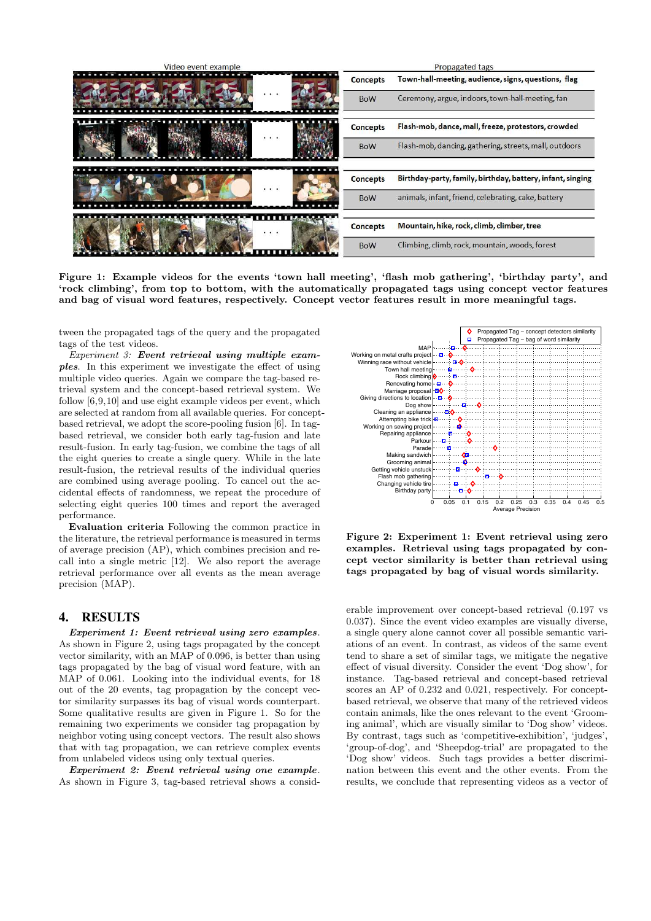| Video event example | | Propagated tags |
|---|---|---|
| | Concepts | Town-hall-meeting, audience, signs, questions, flag |
| | BoW | Ceremony, argue, indoors, town-hall-meeting, fan |
| | Concepts | Flash-mob, dance, mall, freeze, protestors, crowded |
| | BoW | Flash-mob, dancing, gathering, streets, mall, outdoors |
| | Concepts | Birthday-party, family, birthday, battery, infant, singing |
| | BoW | animals, infant, friend, celebrating, cake, battery |
| | Concepts | Mountain, hike, rock, climb, climber, tree |
| | BoW | Climbing, climb, rock, mountain, woods, forest |

**Figure 1: Example videos for the events 'town hall meeting', 'flash mob gathering', 'birthday party', and 'rock climbing', from top to bottom, with the automatically propagated tags using concept vector features and bag of visual word features, respectively. Concept vector features result in more meaningful tags.**

tween the propagated tags of the query and the propagated tags of the test videos.

***Experiment 3: Event retrieval using multiple examples.*** In this experiment we investigate the effect of using multiple video queries. Again we compare the tag-based retrieval system and the concept-based retrieval system. We follow [6,9,10] and use eight example videos per event, which are selected at random from all available queries. For concept-based retrieval, we adopt the score-pooling fusion [6]. In tag-based retrieval, we consider both early tag-fusion and late result-fusion. In early tag-fusion, we combine the tags of all the eight queries to create a single query. While in the late result-fusion, the retrieval results of the individual queries are combined using average pooling. To cancel out the accidental effects of randomness, we repeat the procedure of selecting eight queries 100 times and report the averaged performance.

**Evaluation criteria** Following the common practice in the literature, the retrieval performance is measured in terms of average precision (AP), which combines precision and recall into a single metric [12]. We also report the average retrieval performance over all events as the mean average precision (MAP).

## 4. RESULTS

***Experiment 1: Event retrieval using zero examples.*** As shown in Figure 2, using tags propagated by the concept vector similarity, with an MAP of 0.096, is better than using tags propagated by the bag of visual word feature, with an MAP of 0.061. Looking into the individual events, for 18 out of the 20 events, tag propagation by the concept vector similarity surpasses its bag of visual words counterpart. Some qualitative results are given in Figure 1. So for the remaining two experiments we consider tag propagation by neighbor voting using concept vectors. The result also shows that with tag propagation, we can retrieve complex events from unlabeled videos using only textual queries.

***Experiment 2: Event retrieval using one example.*** As shown in Figure 3, tag-based retrieval shows a considerable improvement over concept-based retrieval (0.197 vs 0.037). Since the event video examples are visually diverse, a single query alone cannot cover all possible semantic variations of an event. In contrast, as videos of the same event tend to share a set of similar tags, we mitigate the negative effect of visual diversity. Consider the event 'Dog show', for instance. Tag-based retrieval and concept-based retrieval scores an AP of 0.232 and 0.021, respectively. For concept-based retrieval, we observe that many of the retrieved videos contain animals, like the ones relevant to the event 'Grooming animal', which are visually similar to 'Dog show' videos. By contrast, tags such as 'competitive-exhibition', 'judges', 'group-of-dog', and 'Sheepdog-trial' are propagated to the 'Dog show' videos. Such tags provides a better discrimination between this event and the other events. From the results, we conclude that representing videos as a vector of

**Figure 2: Experiment 1: Event retrieval using zero examples. Retrieval using tags propagated by concept vector similarity is better than retrieval using tags propagated by bag of visual words similarity.**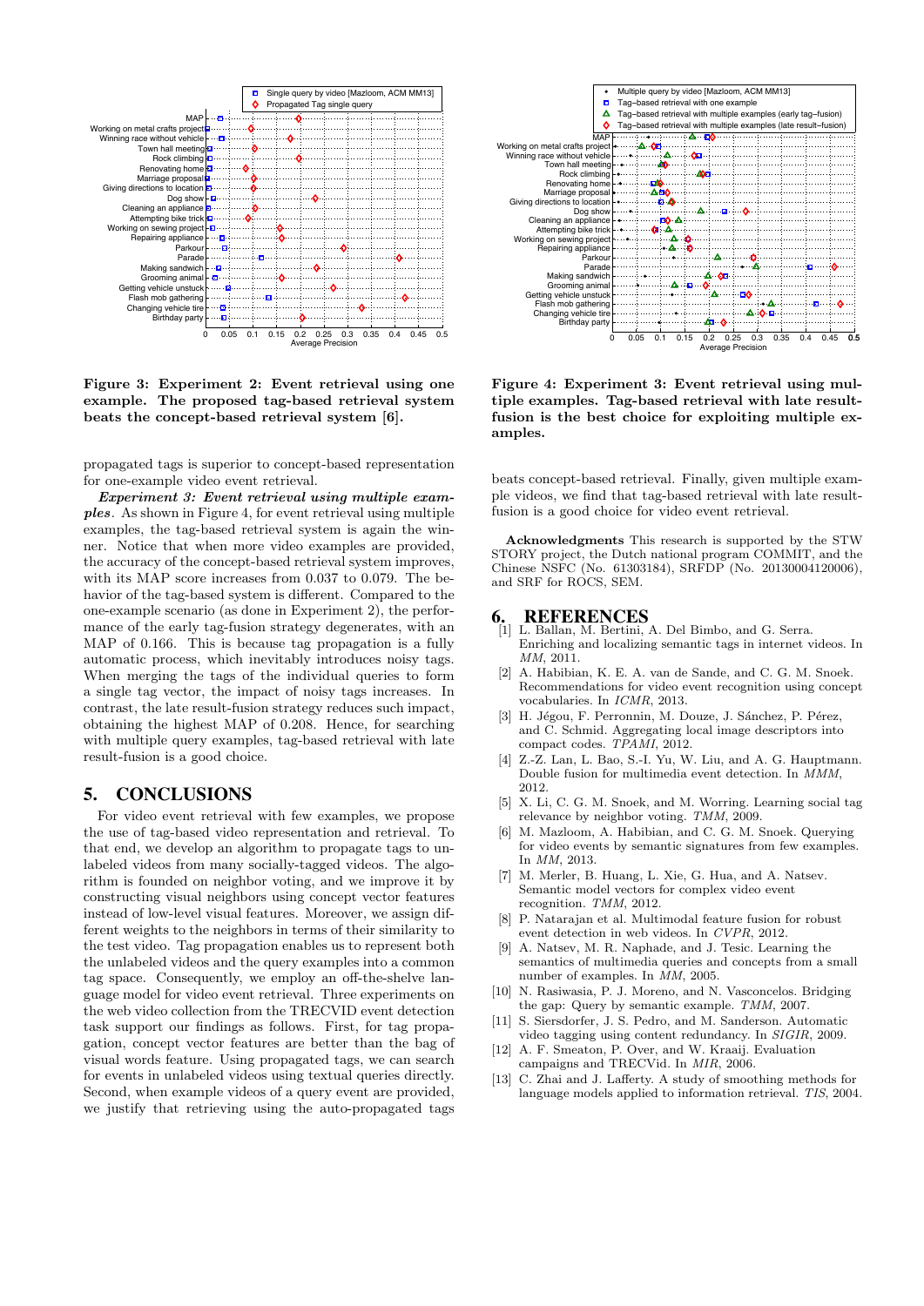Single query by video [Mazloom, ACM MM13]
Propagated Tag single query

MAP
Working on metal crafts project
Winning race without vehicle
Town hall meeting
Rock climbing
Renovating home
Marriage proposal
Giving directions to location
Dog show
Cleaning an appliance
Attempting bike trick
Working on sewing project
Repairing appliance
Parkour
Parade
Making sandwich
Grooming animal
Getting vehicle unstuck
Flash mob gathering
Changing vehicle tire
Birthday party

0 0.05 0.1 0.15 0.2 0.25 0.3 0.35 0.4 0.45 0.5
Average Precision

**Figure 3: Experiment 2: Event retrieval using one example. The proposed tag-based retrieval system beats the concept-based retrieval system [6].**

Multiple query by video [Mazloom, ACM MM13]
Tag-based retrieval with one example
Tag-based retrieval with multiple examples (early tag-fusion)
Tag-based retrieval with multiple examples (late result-fusion)

MAP
Working on metal crafts project
Winning race without vehicle
Town hall meeting
Rock climbing
Renovating home
Marriage proposal
Giving directions to location
Dog show
Cleaning an appliance
Attempting bike trick
Working on sewing project
Repairing appliance
Parkour
Parade
Making sandwich
Grooming animal
Getting vehicle unstuck
Flash mob gathering
Changing vehicle tire
Birthday party

0 0.05 0.1 0.15 0.2 0.25 0.3 0.35 0.4 0.45 0.5
Average Precision

**Figure 4: Experiment 3: Event retrieval using multiple examples. Tag-based retrieval with late result-fusion is the best choice for exploiting multiple examples.**

propagated tags is superior to concept-based representation for one-example video event retrieval.

***Experiment 3: Event retrieval using multiple examples***. As shown in Figure 4, for event retrieval using multiple examples, the tag-based retrieval system is again the winner. Notice that when more video examples are provided, the accuracy of the concept-based retrieval system improves, with its MAP score increases from 0.037 to 0.079. The behavior of the tag-based system is different. Compared to the one-example scenario (as done in Experiment 2), the performance of the early tag-fusion strategy degenerates, with an MAP of 0.166. This is because tag propagation is a fully automatic process, which inevitably introduces noisy tags. When merging the tags of the individual queries to form a single tag vector, the impact of noisy tags increases. In contrast, the late result-fusion strategy reduces such impact, obtaining the highest MAP of 0.208. Hence, for searching with multiple query examples, tag-based retrieval with late result-fusion is a good choice.

## 5. CONCLUSIONS

For video event retrieval with few examples, we propose the use of tag-based video representation and retrieval. To that end, we develop an algorithm to propagate tags to unlabeled videos from many socially-tagged videos. The algorithm is founded on neighbor voting, and we improve it by constructing visual neighbors using concept vector features instead of low-level visual features. Moreover, we assign different weights to the neighbors in terms of their similarity to the test video. Tag propagation enables us to represent both the unlabeled videos and the query examples into a common tag space. Consequently, we employ an off-the-shelve language model for video event retrieval. Three experiments on the web video collection from the TRECVID event detection task support our findings as follows. First, for tag propagation, concept vector features are better than the bag of visual words feature. Using propagated tags, we can search for events in unlabeled videos using textual queries directly. Second, when example videos of a query event are provided, we justify that retrieving using the auto-propagated tags beats concept-based retrieval. Finally, given multiple example videos, we find that tag-based retrieval with late result-fusion is a good choice for video event retrieval.

**Acknowledgments** This research is supported by the STW STORY project, the Dutch national program COMMIT, and the Chinese NSFC (No. 61303184), SRFDP (No. 20130004120006), and SRF for ROCS, SEM.

## 6. REFERENCES

[1] L. Ballan, M. Bertini, A. Del Bimbo, and G. Serra. Enriching and localizing semantic tags in internet videos. In *MM*, 2011.

[2] A. Habibian, K. E. A. van de Sande, and C. G. M. Snoek. Recommendations for video event recognition using concept vocabularies. In *ICMR*, 2013.

[3] H. Jégou, F. Perronnin, M. Douze, J. Sánchez, P. Pérez, and C. Schmid. Aggregating local image descriptors into compact codes. *TPAMI*, 2012.

[4] Z.-Z. Lan, L. Bao, S.-I. Yu, W. Liu, and A. G. Hauptmann. Double fusion for multimedia event detection. In *MMM*, 2012.

[5] X. Li, C. G. M. Snoek, and M. Worring. Learning social tag relevance by neighbor voting. *TMM*, 2009.

[6] M. Mazloom, A. Habibian, and C. G. M. Snoek. Querying for video events by semantic signatures from few examples. In *MM*, 2013.

[7] M. Merler, B. Huang, L. Xie, G. Hua, and A. Natsev. Semantic model vectors for complex video event recognition. *TMM*, 2012.

[8] P. Natarajan et al. Multimodal feature fusion for robust event detection in web videos. In *CVPR*, 2012.

[9] A. Natsev, M. R. Naphade, and J. Tesic. Learning the semantics of multimedia queries and concepts from a small number of examples. In *MM*, 2005.

[10] N. Rasiwasia, P. J. Moreno, and N. Vasconcelos. Bridging the gap: Query by semantic example. *TMM*, 2007.

[11] S. Siersdorfer, J. S. Pedro, and M. Sanderson. Automatic video tagging using content redundancy. In *SIGIR*, 2009.

[12] A. F. Smeaton, P. Over, and W. Kraaij. Evaluation campaigns and TRECVid. In *MIR*, 2006.

[13] C. Zhai and J. Lafferty. A study of smoothing methods for language models applied to information retrieval. *TIS*, 2004.